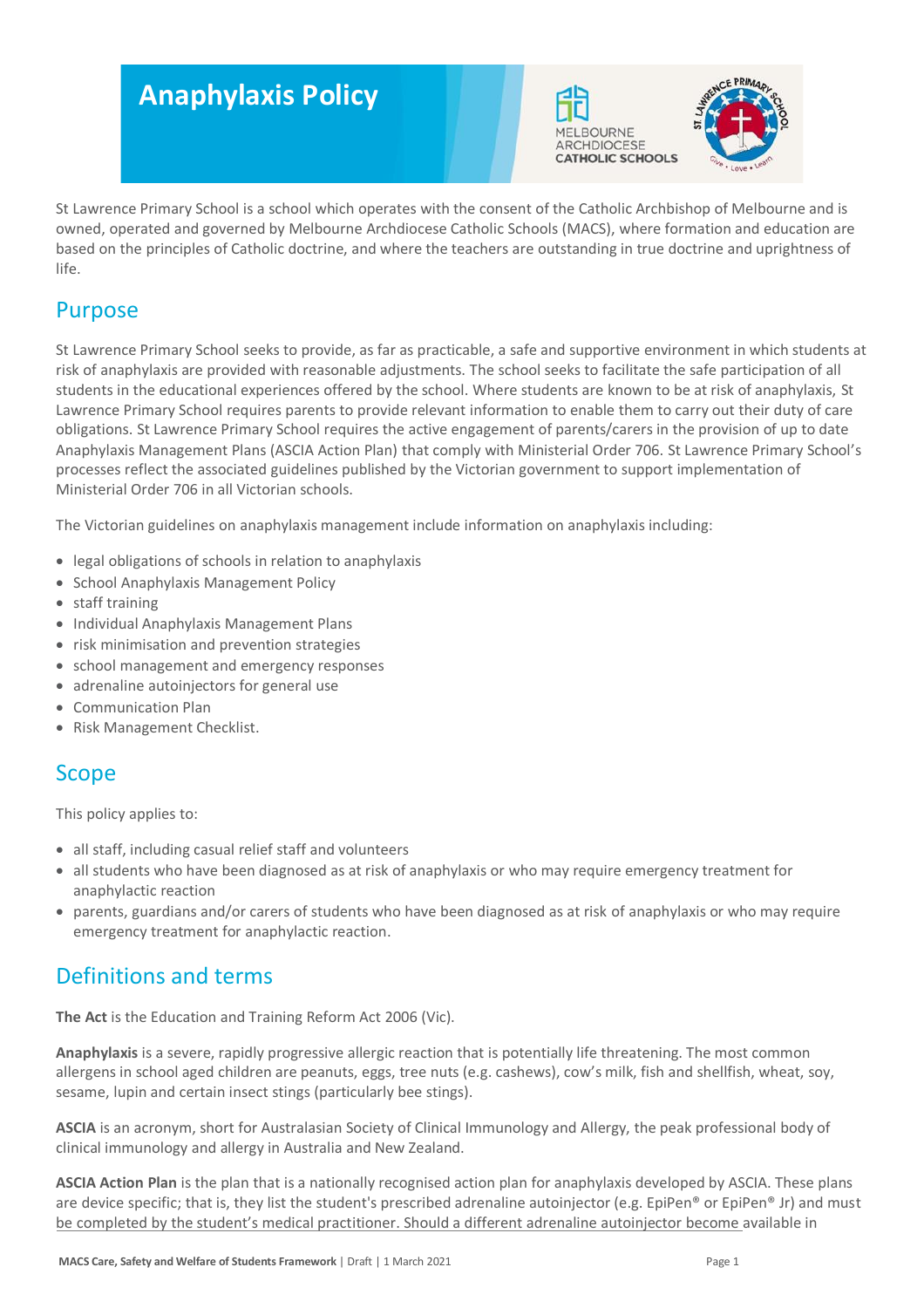# Anaphylaxis Policy

St Lawrence Primary School is a school which operates with the consent of the Catholic Archbishop of Melbourne and is owned, operated and governed by Melbourne Archdiocese Catholic Schools (MACS), where formation and education are based on the principles of Catholic doctrine, and where the teachers are outstanding in true doctrine and uprightness of life.

## Purpose

St Lawrence Primary School seeks to provide, as far as practicable, a safe and supportive environment in which students at risk of anaphylaxis are provided with reasonable adjustments. The school seeks to facilitate the safe participation of all students in the educational experiences offered by the school. Where students are known to be at risk of anaphylaxis, St Lawrence Primary School requires parents to provide relevant information to enable them to carry out their duty of care obligations. St Lawrence Primary School requires the active engagement of parents/carers in the provision of up to date Anaphylaxis Management Plans (ASCIA Action Plan) that comply with Ministerial Order 706. St Lawrence Primary School's processes reflect the associated guidelines published by the Victorian government to support implementation of Ministerial Order 706 in all Victorian schools.

The Victorian guidelines on anaphylaxis management include information on anaphylaxis including:

- legal obligations of schools in relation to anaphylaxis
- School Anaphylaxis Management Policy
- staff training
- Individual Anaphylaxis Management Plans
- risk minimisation and prevention strategies
- school management and emergency responses
- adrenaline autoinjectors for general use
- Communication Plan
- Risk Management Checklist.

## Scope

This policy applies to:

- all staff, including casual relief staff and volunteers
- all students who have been diagnosed as at risk of anaphylaxis or who may require emergency treatment for anaphylactic reaction
- parents, guardians and/or carers of students who have been diagnosed as at risk of anaphylaxis or who may require emergency treatment for anaphylactic reaction.

## Definitions and terms

**The Act** is the Education and Training Reform Act 2006 (Vic).

**Anaphylaxis** is a severe, rapidly progressive allergic reaction that is potentially life threatening. The most common allergens in school aged children are peanuts, eggs, tree nuts (e.g. cashews), cow's milk, fish and shellfish, wheat, soy, sesame, lupin and certain insect stings (particularly bee stings).

**ASCIA** is an acronym, short for Australasian Society of Clinical Immunology and Allergy, the peak professional body of clinical immunology and allergy in Australia and New Zealand.

**ASCIA Action Plan** is the plan that is a nationally recognised action plan for anaphylaxis developed by ASCIA. These plans are device specific; that is, they list the student's prescribed adrenaline autoinjector (e.g. EpiPen® or EpiPen® Jr) and must be completed by the student's medical practitioner. Should a different adrenaline autoinjector become available in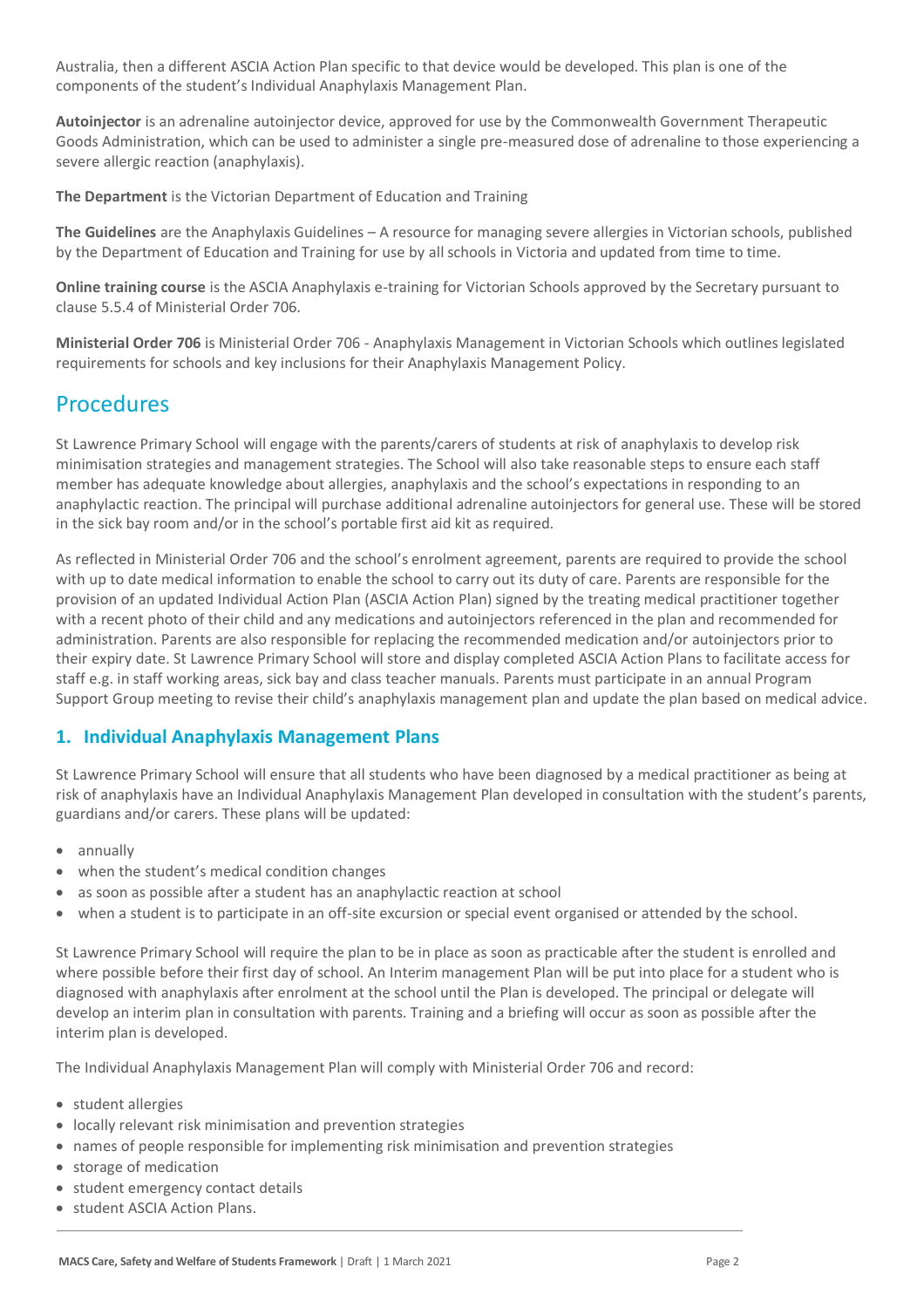Australia, then a different ASCIA Action Plan specific to that device would be developed. This plan is one of the components of the student's Individual Anaphylaxis Management Plan.

**Autoinjector** is an adrenaline autoinjector device, approved for use by the Commonwealth Government Therapeutic Goods Administration, which can be used to administer a single pre-measured dose of adrenaline to those experiencing a severe allergic reaction (anaphylaxis).

**The Department** is the Victorian Department of Education and Training

**The Guidelines** are the Anaphylaxis Guidelines – A resource for managing severe allergies in Victorian schools, published by the Department of Education and Training for use by all schools in Victoria and updated from time to time.

**Online training course** is the ASCIA Anaphylaxis e-training for Victorian Schools approved by the Secretary pursuant to clause 5.5.4 of Ministerial Order 706.

**Ministerial Order 706** is Ministerial Order 706 - Anaphylaxis Management in Victorian Schools which outlines legislated requirements for schools and key inclusions for their Anaphylaxis Management Policy.

## Procedures

St Lawrence Primary School will engage with the parents/carers of students at risk of anaphylaxis to develop risk minimisation strategies and management strategies. The School will also take reasonable steps to ensure each staff member has adequate knowledge about allergies, anaphylaxis and the school's expectations in responding to an anaphylactic reaction. The principal will purchase additional adrenaline autoinjectors for general use. These will be stored in the sick bay room and/or in the school's portable first aid kit as required.

As reflected in Ministerial Order 706 and the school's enrolment agreement, parents are required to provide the school with up to date medical information to enable the school to carry out its duty of care. Parents are responsible for the provision of an updated Individual Action Plan (ASCIA Action Plan) signed by the treating medical practitioner together with a recent photo of their child and any medications and autoinjectors referenced in the plan and recommended for administration. Parents are also responsible for replacing the recommended medication and/or autoinjectors prior to their expiry date. St Lawrence Primary School will store and display completed ASCIA Action Plans to facilitate access for staff e.g. in staff working areas, sick bay and class teacher manuals. Parents must participate in an annual Program Support Group meeting to revise their child's anaphylaxis management plan and update the plan based on medical advice.

### 1. Individual Anaphylaxis Management Plans

St Lawrence Primary School will ensure that all students who have been diagnosed by a medical practitioner as being at risk of anaphylaxis have an Individual Anaphylaxis Management Plan developed in consultation with the student's parents, guardians and/or carers. These plans will be updated:

- annually
- when the student's medical condition changes
- as soon as possible after a student has an anaphylactic reaction at school
- when a student is to participate in an off-site excursion or special event organised or attended by the school.

St Lawrence Primary School will require the plan to be in place as soon as practicable after the student is enrolled and where possible before their first day of school. An Interim management Plan will be put into place for a student who is diagnosed with anaphylaxis after enrolment at the school until the Plan is developed. The principal or delegate will develop an interim plan in consultation with parents. Training and a briefing will occur as soon as possible after the interim plan is developed.

The Individual Anaphylaxis Management Plan will comply with Ministerial Order 706 and record:

- student allergies
- locally relevant risk minimisation and prevention strategies
- names of people responsible for implementing risk minimisation and prevention strategies
- storage of medication
- student emergency contact details
- student ASCIA Action Plans.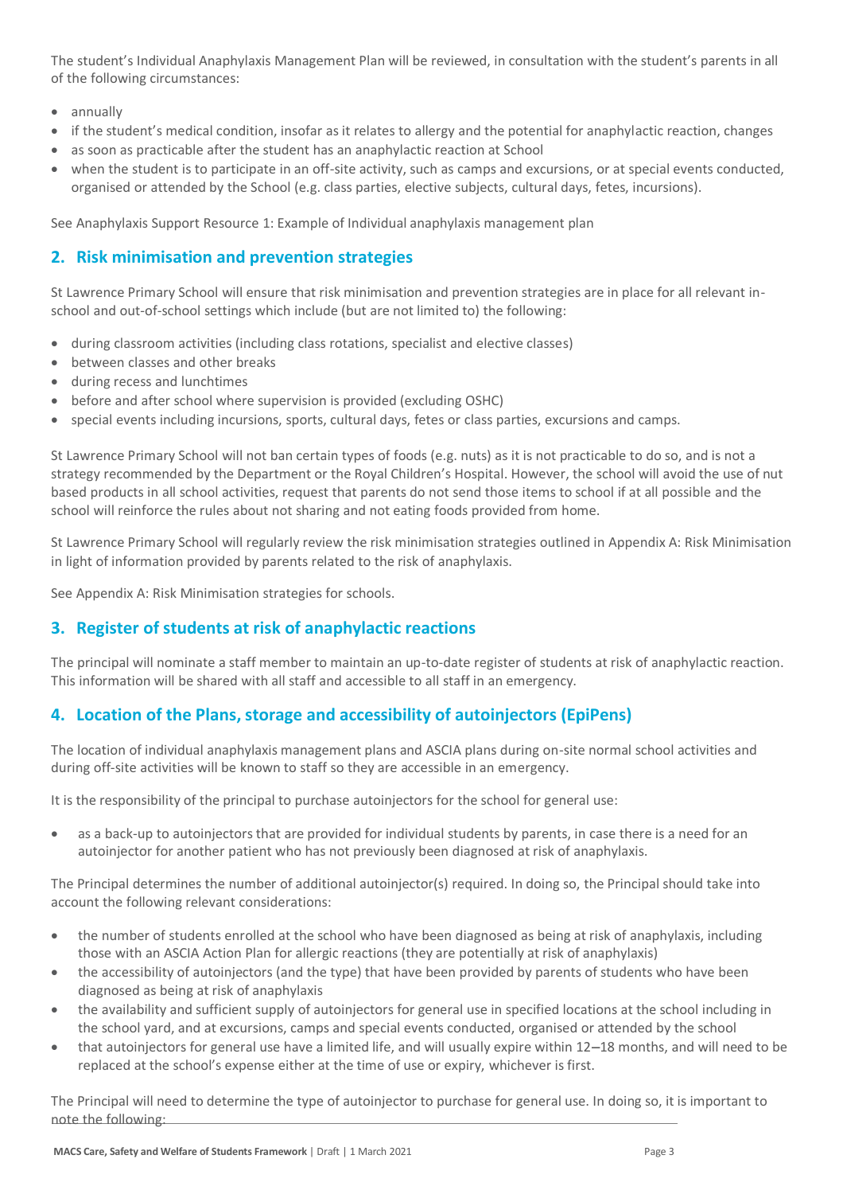The student's Individual Anaphylaxis Management Plan will be reviewed, in consultation with the student's parents in all of the following circumstances:

- annually
- if the student's medical condition, insofar as it relates to allergy and the potential for anaphylactic reaction, changes
- as soon as practicable after the student has an anaphylactic reaction at School
- when the student is to participate in an off-site activity, such as camps and excursions, or at special events conducted, organised or attended by the School (e.g. class parties, elective subjects, cultural days, fetes, incursions).

See Anaphylaxis Support Resource 1: Example of Individual anaphylaxis management plan

## 2. Risk minimisation and prevention strategies

St Lawrence Primary School will ensure that risk minimisation and prevention strategies are in place for all relevant in-school and out-of-school settings which include (but are not limited to) the following:

- during classroom activities (including class rotations, specialist and elective classes)
- between classes and other breaks
- during recess and lunchtimes
- before and after school where supervision is provided (excluding OSHC)
- special events including incursions, sports, cultural days, fetes or class parties, excursions and camps.

St Lawrence Primary School will not ban certain types of foods (e.g. nuts) as it is not practicable to do so, and is not a strategy recommended by the Department or the Royal Children's Hospital. However, the school will avoid the use of nut based products in all school activities, request that parents do not send those items to school if at all possible and the school will reinforce the rules about not sharing and not eating foods provided from home.

St Lawrence Primary School will regularly review the risk minimisation strategies outlined in Appendix A: Risk Minimisation in light of information provided by parents related to the risk of anaphylaxis.

See Appendix A: Risk Minimisation strategies for schools.

## 3. Register of students at risk of anaphylactic reactions

The principal will nominate a staff member to maintain an up-to-date register of students at risk of anaphylactic reaction. This information will be shared with all staff and accessible to all staff in an emergency.

## 4. Location of the Plans, storage and accessibility of autoinjectors (EpiPens)

The location of individual anaphylaxis management plans and ASCIA plans during on-site normal school activities and during off-site activities will be known to staff so they are accessible in an emergency.

It is the responsibility of the principal to purchase autoinjectors for the school for general use:

- as a back-up to autoinjectors that are provided for individual students by parents, in case there is a need for an autoinjector for another patient who has not previously been diagnosed at risk of anaphylaxis.

The Principal determines the number of additional autoinjector(s) required. In doing so, the Principal should take into account the following relevant considerations:

- the number of students enrolled at the school who have been diagnosed as being at risk of anaphylaxis, including those with an ASCIA Action Plan for allergic reactions (they are potentially at risk of anaphylaxis)
- the accessibility of autoinjectors (and the type) that have been provided by parents of students who have been diagnosed as being at risk of anaphylaxis
- the availability and sufficient supply of autoinjectors for general use in specified locations at the school including in the school yard, and at excursions, camps and special events conducted, organised or attended by the school
- that autoinjectors for general use have a limited life, and will usually expire within 12–18 months, and will need to be replaced at the school's expense either at the time of use or expiry, whichever is first.

The Principal will need to determine the type of autoinjector to purchase for general use. In doing so, it is important to note the following: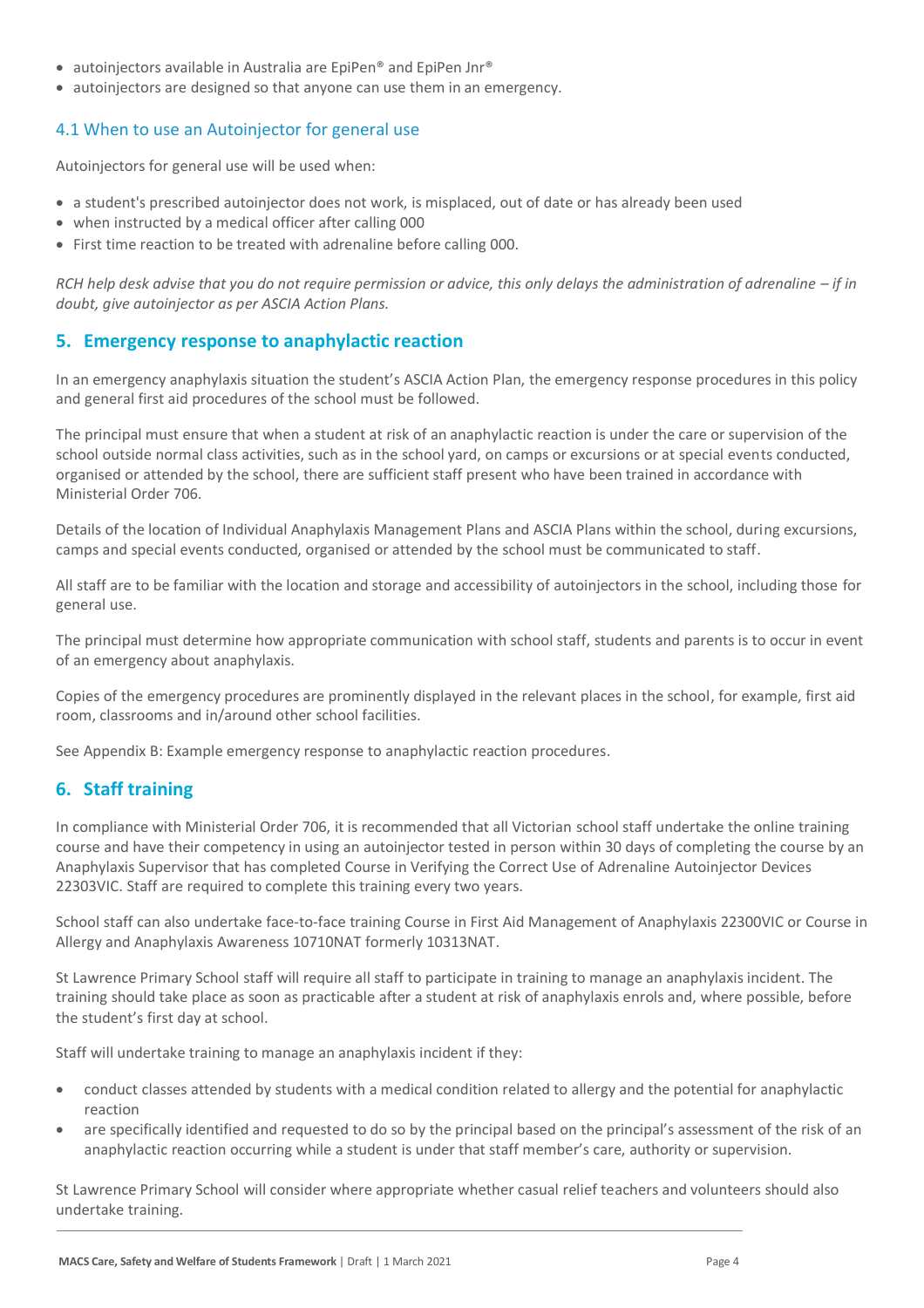- autoinjectors available in Australia are EpiPen® and EpiPen Jnr®
- autoinjectors are designed so that anyone can use them in an emergency.

### 4.1 When to use an Autoinjector for general use

Autoinjectors for general use will be used when:

- a student's prescribed autoinjector does not work, is misplaced, out of date or has already been used
- when instructed by a medical officer after calling 000
- First time reaction to be treated with adrenaline before calling 000.

*RCH help desk advise that you do not require permission or advice, this only delays the administration of adrenaline – if in doubt, give autoinjector as per ASCIA Action Plans.*

## 5. Emergency response to anaphylactic reaction

In an emergency anaphylaxis situation the student's ASCIA Action Plan, the emergency response procedures in this policy and general first aid procedures of the school must be followed.

The principal must ensure that when a student at risk of an anaphylactic reaction is under the care or supervision of the school outside normal class activities, such as in the school yard, on camps or excursions or at special events conducted, organised or attended by the school, there are sufficient staff present who have been trained in accordance with Ministerial Order 706.

Details of the location of Individual Anaphylaxis Management Plans and ASCIA Plans within the school, during excursions, camps and special events conducted, organised or attended by the school must be communicated to staff.

All staff are to be familiar with the location and storage and accessibility of autoinjectors in the school, including those for general use.

The principal must determine how appropriate communication with school staff, students and parents is to occur in event of an emergency about anaphylaxis.

Copies of the emergency procedures are prominently displayed in the relevant places in the school, for example, first aid room, classrooms and in/around other school facilities.

See Appendix B: Example emergency response to anaphylactic reaction procedures.

## 6. Staff training

In compliance with Ministerial Order 706, it is recommended that all Victorian school staff undertake the online training course and have their competency in using an autoinjector tested in person within 30 days of completing the course by an Anaphylaxis Supervisor that has completed Course in Verifying the Correct Use of Adrenaline Autoinjector Devices 22303VIC. Staff are required to complete this training every two years.

School staff can also undertake face-to-face training Course in First Aid Management of Anaphylaxis 22300VIC or Course in Allergy and Anaphylaxis Awareness 10710NAT formerly 10313NAT.

St Lawrence Primary School staff will require all staff to participate in training to manage an anaphylaxis incident. The training should take place as soon as practicable after a student at risk of anaphylaxis enrols and, where possible, before the student's first day at school.

Staff will undertake training to manage an anaphylaxis incident if they:

- conduct classes attended by students with a medical condition related to allergy and the potential for anaphylactic reaction
- are specifically identified and requested to do so by the principal based on the principal's assessment of the risk of an anaphylactic reaction occurring while a student is under that staff member's care, authority or supervision.

St Lawrence Primary School will consider where appropriate whether casual relief teachers and volunteers should also undertake training.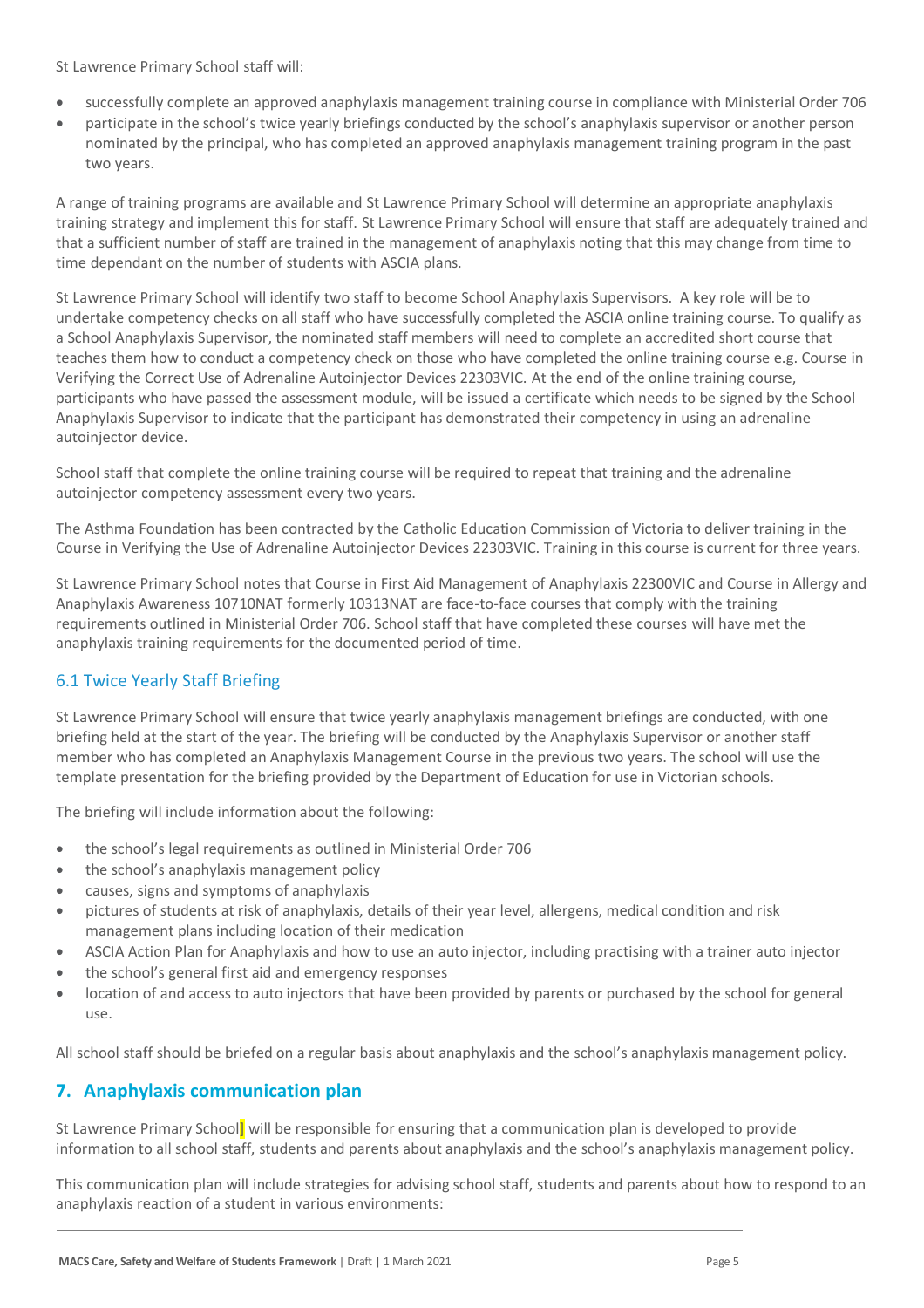St Lawrence Primary School staff will:

- successfully complete an approved anaphylaxis management training course in compliance with Ministerial Order 706
- participate in the school's twice yearly briefings conducted by the school's anaphylaxis supervisor or another person nominated by the principal, who has completed an approved anaphylaxis management training program in the past two years.

A range of training programs are available and St Lawrence Primary School will determine an appropriate anaphylaxis training strategy and implement this for staff. St Lawrence Primary School will ensure that staff are adequately trained and that a sufficient number of staff are trained in the management of anaphylaxis noting that this may change from time to time dependant on the number of students with ASCIA plans.

St Lawrence Primary School will identify two staff to become School Anaphylaxis Supervisors. A key role will be to undertake competency checks on all staff who have successfully completed the ASCIA online training course. To qualify as a School Anaphylaxis Supervisor, the nominated staff members will need to complete an accredited short course that teaches them how to conduct a competency check on those who have completed the online training course e.g. Course in Verifying the Correct Use of Adrenaline Autoinjector Devices 22303VIC. At the end of the online training course, participants who have passed the assessment module, will be issued a certificate which needs to be signed by the School Anaphylaxis Supervisor to indicate that the participant has demonstrated their competency in using an adrenaline autoinjector device.

School staff that complete the online training course will be required to repeat that training and the adrenaline autoinjector competency assessment every two years.

The Asthma Foundation has been contracted by the Catholic Education Commission of Victoria to deliver training in the Course in Verifying the Use of Adrenaline Autoinjector Devices 22303VIC. Training in this course is current for three years.

St Lawrence Primary School notes that Course in First Aid Management of Anaphylaxis 22300VIC and Course in Allergy and Anaphylaxis Awareness 10710NAT formerly 10313NAT are face-to-face courses that comply with the training requirements outlined in Ministerial Order 706. School staff that have completed these courses will have met the anaphylaxis training requirements for the documented period of time.

### 6.1 Twice Yearly Staff Briefing

St Lawrence Primary School will ensure that twice yearly anaphylaxis management briefings are conducted, with one briefing held at the start of the year. The briefing will be conducted by the Anaphylaxis Supervisor or another staff member who has completed an Anaphylaxis Management Course in the previous two years. The school will use the template presentation for the briefing provided by the Department of Education for use in Victorian schools.

The briefing will include information about the following:

- the school's legal requirements as outlined in Ministerial Order 706
- the school's anaphylaxis management policy
- causes, signs and symptoms of anaphylaxis
- pictures of students at risk of anaphylaxis, details of their year level, allergens, medical condition and risk management plans including location of their medication
- ASCIA Action Plan for Anaphylaxis and how to use an auto injector, including practising with a trainer auto injector
- the school's general first aid and emergency responses
- location of and access to auto injectors that have been provided by parents or purchased by the school for general use.

All school staff should be briefed on a regular basis about anaphylaxis and the school's anaphylaxis management policy.

## 7. Anaphylaxis communication plan

St Lawrence Primary School] will be responsible for ensuring that a communication plan is developed to provide information to all school staff, students and parents about anaphylaxis and the school's anaphylaxis management policy.

This communication plan will include strategies for advising school staff, students and parents about how to respond to an anaphylaxis reaction of a student in various environments: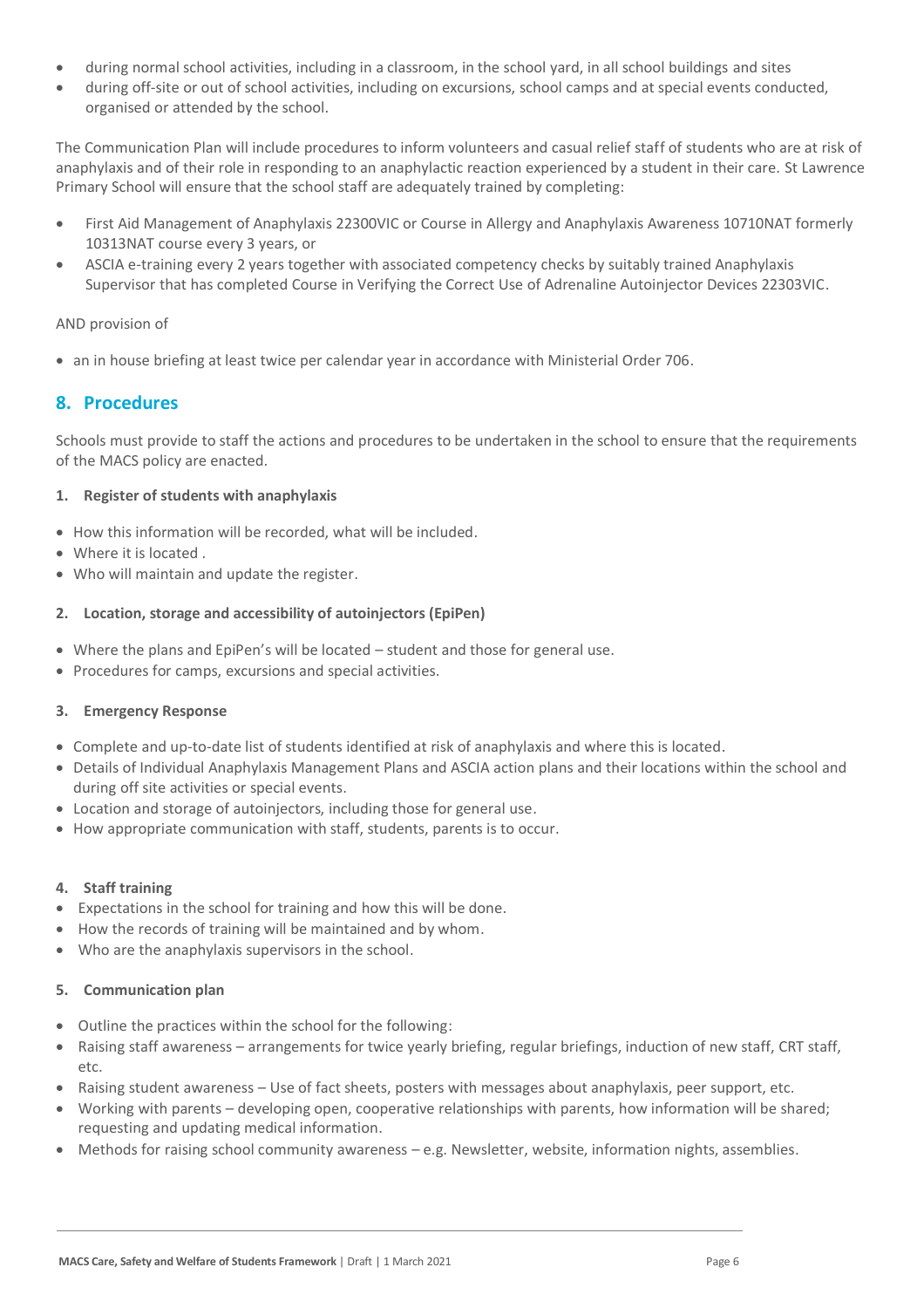- during normal school activities, including in a classroom, in the school yard, in all school buildings and sites
- during off-site or out of school activities, including on excursions, school camps and at special events conducted, organised or attended by the school.

The Communication Plan will include procedures to inform volunteers and casual relief staff of students who are at risk of anaphylaxis and of their role in responding to an anaphylactic reaction experienced by a student in their care. St Lawrence Primary School will ensure that the school staff are adequately trained by completing:

- First Aid Management of Anaphylaxis 22300VIC or Course in Allergy and Anaphylaxis Awareness 10710NAT formerly 10313NAT course every 3 years, or
- ASCIA e-training every 2 years together with associated competency checks by suitably trained Anaphylaxis Supervisor that has completed Course in Verifying the Correct Use of Adrenaline Autoinjector Devices 22303VIC.

AND provision of

- an in house briefing at least twice per calendar year in accordance with Ministerial Order 706.

## 8. Procedures

Schools must provide to staff the actions and procedures to be undertaken in the school to ensure that the requirements of the MACS policy are enacted.

**1. Register of students with anaphylaxis**

- How this information will be recorded, what will be included.
- Where it is located .
- Who will maintain and update the register.

**2. Location, storage and accessibility of autoinjectors (EpiPen)**

- Where the plans and EpiPen's will be located – student and those for general use.
- Procedures for camps, excursions and special activities.

**3. Emergency Response**

- Complete and up-to-date list of students identified at risk of anaphylaxis and where this is located.
- Details of Individual Anaphylaxis Management Plans and ASCIA action plans and their locations within the school and during off site activities or special events.
- Location and storage of autoinjectors, including those for general use.
- How appropriate communication with staff, students, parents is to occur.

**4. Staff training**

- Expectations in the school for training and how this will be done.
- How the records of training will be maintained and by whom.
- Who are the anaphylaxis supervisors in the school.

**5. Communication plan**

- Outline the practices within the school for the following:
- Raising staff awareness – arrangements for twice yearly briefing, regular briefings, induction of new staff, CRT staff, etc.
- Raising student awareness – Use of fact sheets, posters with messages about anaphylaxis, peer support, etc.
- Working with parents – developing open, cooperative relationships with parents, how information will be shared; requesting and updating medical information.
- Methods for raising school community awareness – e.g. Newsletter, website, information nights, assemblies.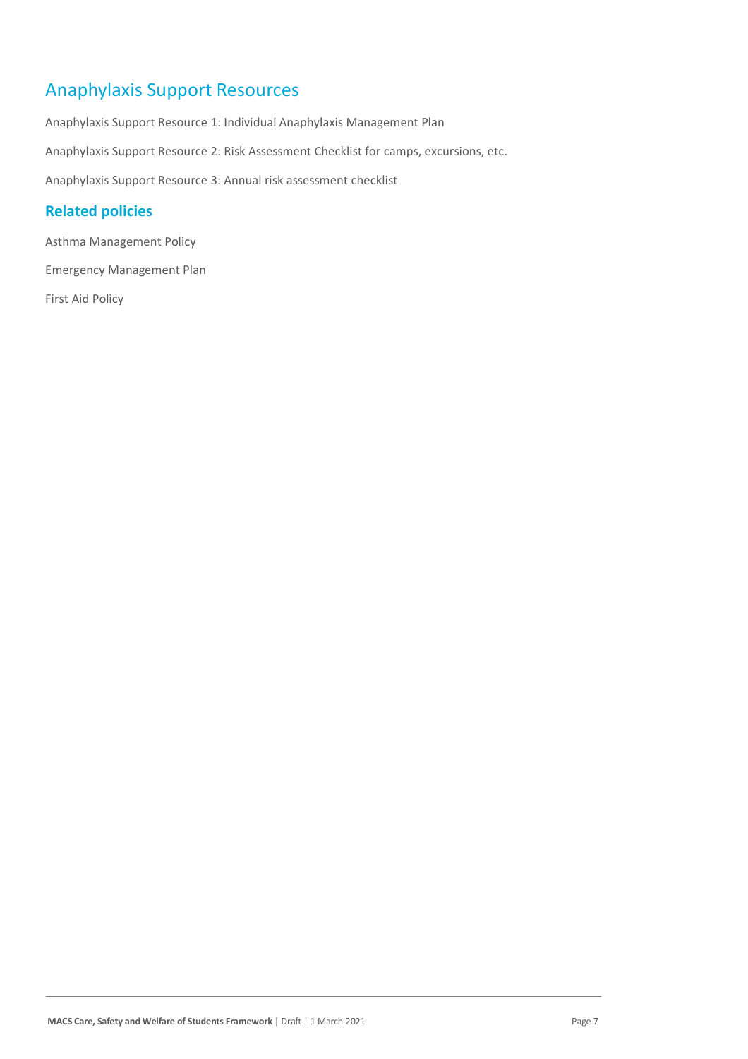## Anaphylaxis Support Resources

Anaphylaxis Support Resource 1: Individual Anaphylaxis Management Plan

Anaphylaxis Support Resource 2: Risk Assessment Checklist for camps, excursions, etc.

Anaphylaxis Support Resource 3: Annual risk assessment checklist

### Related policies

Asthma Management Policy

Emergency Management Plan

First Aid Policy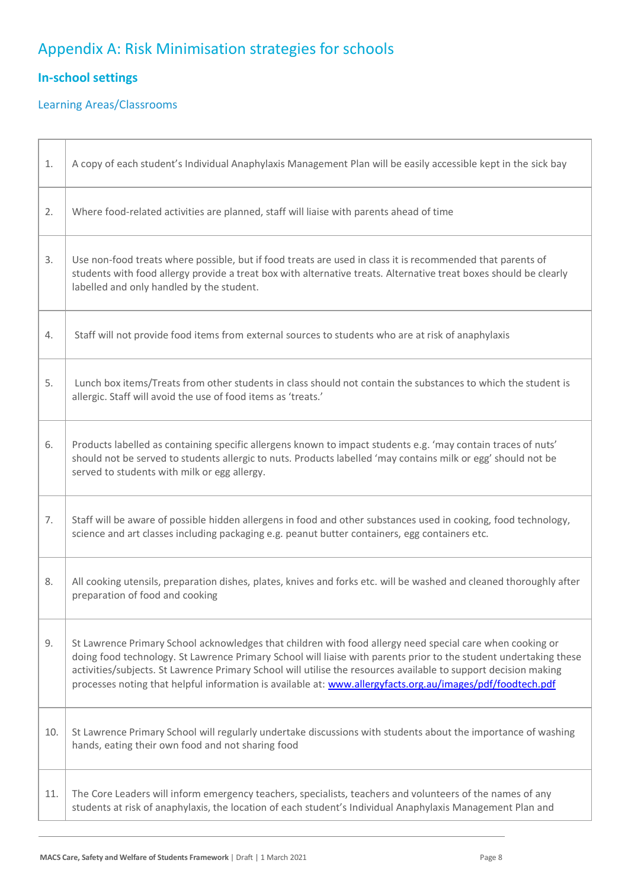# Appendix A: Risk Minimisation strategies for schools

## In-school settings

### Learning Areas/Classrooms

| | |
|---|---|
| 1. | A copy of each student's Individual Anaphylaxis Management Plan will be easily accessible kept in the sick bay |
| 2. | Where food-related activities are planned, staff will liaise with parents ahead of time |
| 3. | Use non-food treats where possible, but if food treats are used in class it is recommended that parents of students with food allergy provide a treat box with alternative treats. Alternative treat boxes should be clearly labelled and only handled by the student. |
| 4. | Staff will not provide food items from external sources to students who are at risk of anaphylaxis |
| 5. | Lunch box items/Treats from other students in class should not contain the substances to which the student is allergic. Staff will avoid the use of food items as 'treats.' |
| 6. | Products labelled as containing specific allergens known to impact students e.g. 'may contain traces of nuts' should not be served to students allergic to nuts. Products labelled 'may contains milk or egg' should not be served to students with milk or egg allergy. |
| 7. | Staff will be aware of possible hidden allergens in food and other substances used in cooking, food technology, science and art classes including packaging e.g. peanut butter containers, egg containers etc. |
| 8. | All cooking utensils, preparation dishes, plates, knives and forks etc. will be washed and cleaned thoroughly after preparation of food and cooking |
| 9. | St Lawrence Primary School acknowledges that children with food allergy need special care when cooking or doing food technology. St Lawrence Primary School will liaise with parents prior to the student undertaking these activities/subjects. St Lawrence Primary School will utilise the resources available to support decision making processes noting that helpful information is available at: [www.allergyfacts.org.au/images/pdf/foodtech.pdf](http://www.allergyfacts.org.au/images/pdf/foodtech.pdf) |
| 10. | St Lawrence Primary School will regularly undertake discussions with students about the importance of washing hands, eating their own food and not sharing food |
| 11. | The Core Leaders will inform emergency teachers, specialists, teachers and volunteers of the names of any students at risk of anaphylaxis, the location of each student's Individual Anaphylaxis Management Plan and |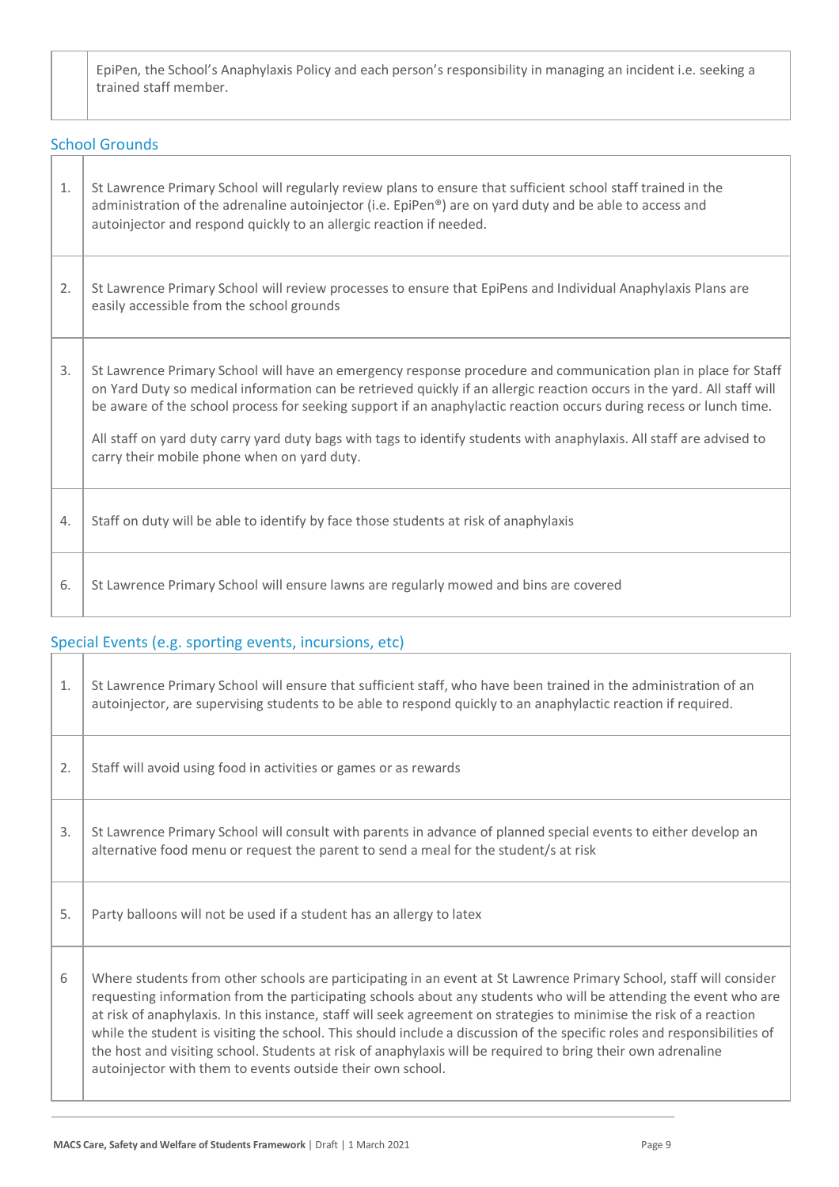| | |
|---|---|
| | EpiPen, the School's Anaphylaxis Policy and each person's responsibility in managing an incident i.e. seeking a trained staff member. |

## School Grounds

| | |
|---|---|
| 1. | St Lawrence Primary School will regularly review plans to ensure that sufficient school staff trained in the administration of the adrenaline autoinjector (i.e. EpiPen®) are on yard duty and be able to access and autoinjector and respond quickly to an allergic reaction if needed. |
| 2. | St Lawrence Primary School will review processes to ensure that EpiPens and Individual Anaphylaxis Plans are easily accessible from the school grounds |
| 3. | St Lawrence Primary School will have an emergency response procedure and communication plan in place for Staff on Yard Duty so medical information can be retrieved quickly if an allergic reaction occurs in the yard. All staff will be aware of the school process for seeking support if an anaphylactic reaction occurs during recess or lunch time.<br><br>All staff on yard duty carry yard duty bags with tags to identify students with anaphylaxis. All staff are advised to carry their mobile phone when on yard duty. |
| 4. | Staff on duty will be able to identify by face those students at risk of anaphylaxis |
| 6. | St Lawrence Primary School will ensure lawns are regularly mowed and bins are covered |

## Special Events (e.g. sporting events, incursions, etc)

| | |
|---|---|
| 1. | St Lawrence Primary School will ensure that sufficient staff, who have been trained in the administration of an autoinjector, are supervising students to be able to respond quickly to an anaphylactic reaction if required. |
| 2. | Staff will avoid using food in activities or games or as rewards |
| 3. | St Lawrence Primary School will consult with parents in advance of planned special events to either develop an alternative food menu or request the parent to send a meal for the student/s at risk |
| 5. | Party balloons will not be used if a student has an allergy to latex |
| 6 | Where students from other schools are participating in an event at St Lawrence Primary School, staff will consider requesting information from the participating schools about any students who will be attending the event who are at risk of anaphylaxis. In this instance, staff will seek agreement on strategies to minimise the risk of a reaction while the student is visiting the school. This should include a discussion of the specific roles and responsibilities of the host and visiting school. Students at risk of anaphylaxis will be required to bring their own adrenaline autoinjector with them to events outside their own school. |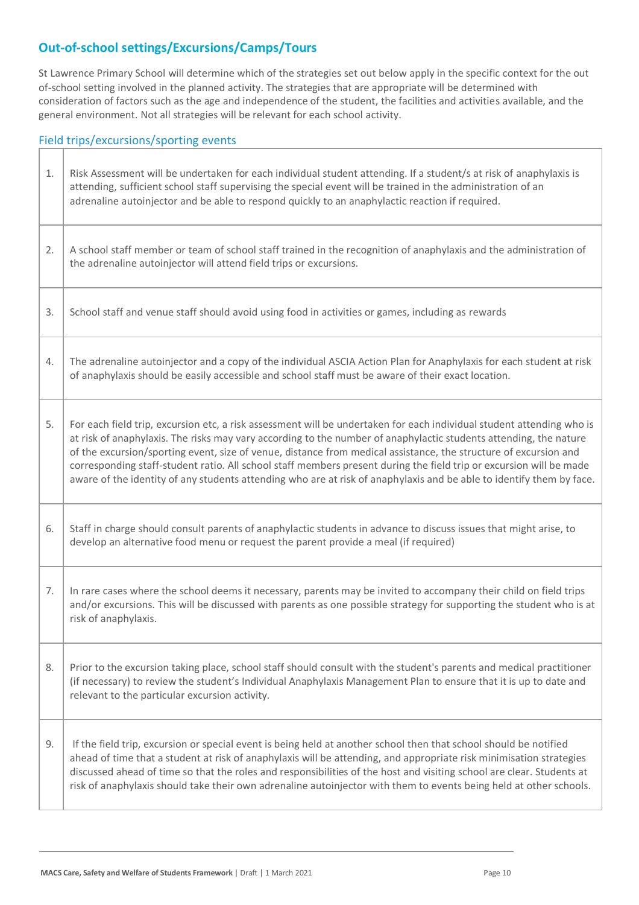## Out-of-school settings/Excursions/Camps/Tours

St Lawrence Primary School will determine which of the strategies set out below apply in the specific context for the out of-school setting involved in the planned activity. The strategies that are appropriate will be determined with consideration of factors such as the age and independence of the student, the facilities and activities available, and the general environment. Not all strategies will be relevant for each school activity.

### Field trips/excursions/sporting events

| | |
|---|---|
| 1. | Risk Assessment will be undertaken for each individual student attending. If a student/s at risk of anaphylaxis is attending, sufficient school staff supervising the special event will be trained in the administration of an adrenaline autoinjector and be able to respond quickly to an anaphylactic reaction if required. |
| 2. | A school staff member or team of school staff trained in the recognition of anaphylaxis and the administration of the adrenaline autoinjector will attend field trips or excursions. |
| 3. | School staff and venue staff should avoid using food in activities or games, including as rewards |
| 4. | The adrenaline autoinjector and a copy of the individual ASCIA Action Plan for Anaphylaxis for each student at risk of anaphylaxis should be easily accessible and school staff must be aware of their exact location. |
| 5. | For each field trip, excursion etc, a risk assessment will be undertaken for each individual student attending who is at risk of anaphylaxis. The risks may vary according to the number of anaphylactic students attending, the nature of the excursion/sporting event, size of venue, distance from medical assistance, the structure of excursion and corresponding staff-student ratio. All school staff members present during the field trip or excursion will be made aware of the identity of any students attending who are at risk of anaphylaxis and be able to identify them by face. |
| 6. | Staff in charge should consult parents of anaphylactic students in advance to discuss issues that might arise, to develop an alternative food menu or request the parent provide a meal (if required) |
| 7. | In rare cases where the school deems it necessary, parents may be invited to accompany their child on field trips and/or excursions. This will be discussed with parents as one possible strategy for supporting the student who is at risk of anaphylaxis. |
| 8. | Prior to the excursion taking place, school staff should consult with the student's parents and medical practitioner (if necessary) to review the student's Individual Anaphylaxis Management Plan to ensure that it is up to date and relevant to the particular excursion activity. |
| 9. | If the field trip, excursion or special event is being held at another school then that school should be notified ahead of time that a student at risk of anaphylaxis will be attending, and appropriate risk minimisation strategies discussed ahead of time so that the roles and responsibilities of the host and visiting school are clear. Students at risk of anaphylaxis should take their own adrenaline autoinjector with them to events being held at other schools. |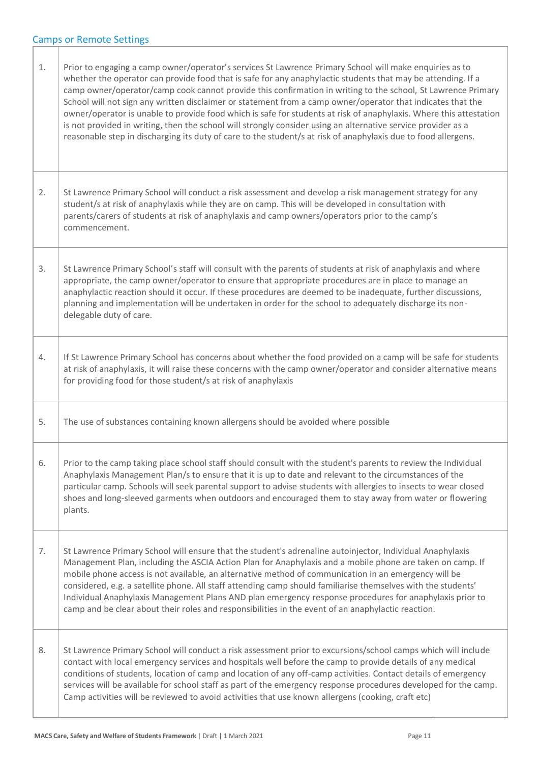## Camps or Remote Settings

| | |
|---|---|
| 1. | Prior to engaging a camp owner/operator's services St Lawrence Primary School will make enquiries as to whether the operator can provide food that is safe for any anaphylactic students that may be attending. If a camp owner/operator/camp cook cannot provide this confirmation in writing to the school, St Lawrence Primary School will not sign any written disclaimer or statement from a camp owner/operator that indicates that the owner/operator is unable to provide food which is safe for students at risk of anaphylaxis. Where this attestation is not provided in writing, then the school will strongly consider using an alternative service provider as a reasonable step in discharging its duty of care to the student/s at risk of anaphylaxis due to food allergens. |
| 2. | St Lawrence Primary School will conduct a risk assessment and develop a risk management strategy for any student/s at risk of anaphylaxis while they are on camp. This will be developed in consultation with parents/carers of students at risk of anaphylaxis and camp owners/operators prior to the camp's commencement. |
| 3. | St Lawrence Primary School's staff will consult with the parents of students at risk of anaphylaxis and where appropriate, the camp owner/operator to ensure that appropriate procedures are in place to manage an anaphylactic reaction should it occur. If these procedures are deemed to be inadequate, further discussions, planning and implementation will be undertaken in order for the school to adequately discharge its non-delegable duty of care. |
| 4. | If St Lawrence Primary School has concerns about whether the food provided on a camp will be safe for students at risk of anaphylaxis, it will raise these concerns with the camp owner/operator and consider alternative means for providing food for those student/s at risk of anaphylaxis |
| 5. | The use of substances containing known allergens should be avoided where possible |
| 6. | Prior to the camp taking place school staff should consult with the student's parents to review the Individual Anaphylaxis Management Plan/s to ensure that it is up to date and relevant to the circumstances of the particular camp. Schools will seek parental support to advise students with allergies to insects to wear closed shoes and long-sleeved garments when outdoors and encouraged them to stay away from water or flowering plants. |
| 7. | St Lawrence Primary School will ensure that the student's adrenaline autoinjector, Individual Anaphylaxis Management Plan, including the ASCIA Action Plan for Anaphylaxis and a mobile phone are taken on camp. If mobile phone access is not available, an alternative method of communication in an emergency will be considered, e.g. a satellite phone. All staff attending camp should familiarise themselves with the students' Individual Anaphylaxis Management Plans AND plan emergency response procedures for anaphylaxis prior to camp and be clear about their roles and responsibilities in the event of an anaphylactic reaction. |
| 8. | St Lawrence Primary School will conduct a risk assessment prior to excursions/school camps which will include contact with local emergency services and hospitals well before the camp to provide details of any medical conditions of students, location of camp and location of any off-camp activities. Contact details of emergency services will be available for school staff as part of the emergency response procedures developed for the camp. Camp activities will be reviewed to avoid activities that use known allergens (cooking, craft etc) |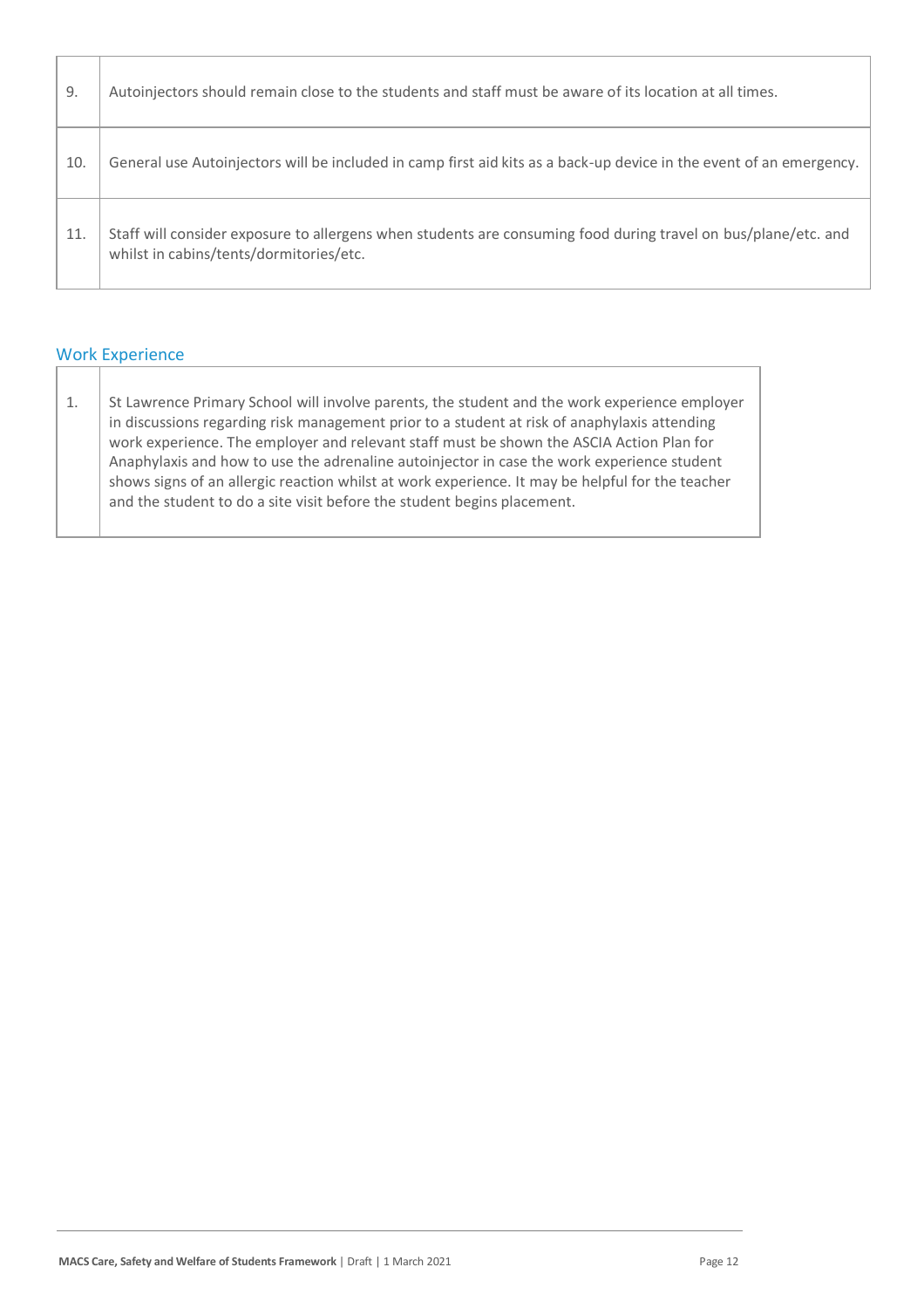| | |
|---|---|
| 9. | Autoinjectors should remain close to the students and staff must be aware of its location at all times. |
| 10. | General use Autoinjectors will be included in camp first aid kits as a back-up device in the event of an emergency. |
| 11. | Staff will consider exposure to allergens when students are consuming food during travel on bus/plane/etc. and whilst in cabins/tents/dormitories/etc. |

## Work Experience

| | |
|---|---|
| 1. | St Lawrence Primary School will involve parents, the student and the work experience employer in discussions regarding risk management prior to a student at risk of anaphylaxis attending work experience. The employer and relevant staff must be shown the ASCIA Action Plan for Anaphylaxis and how to use the adrenaline autoinjector in case the work experience student shows signs of an allergic reaction whilst at work experience. It may be helpful for the teacher and the student to do a site visit before the student begins placement. |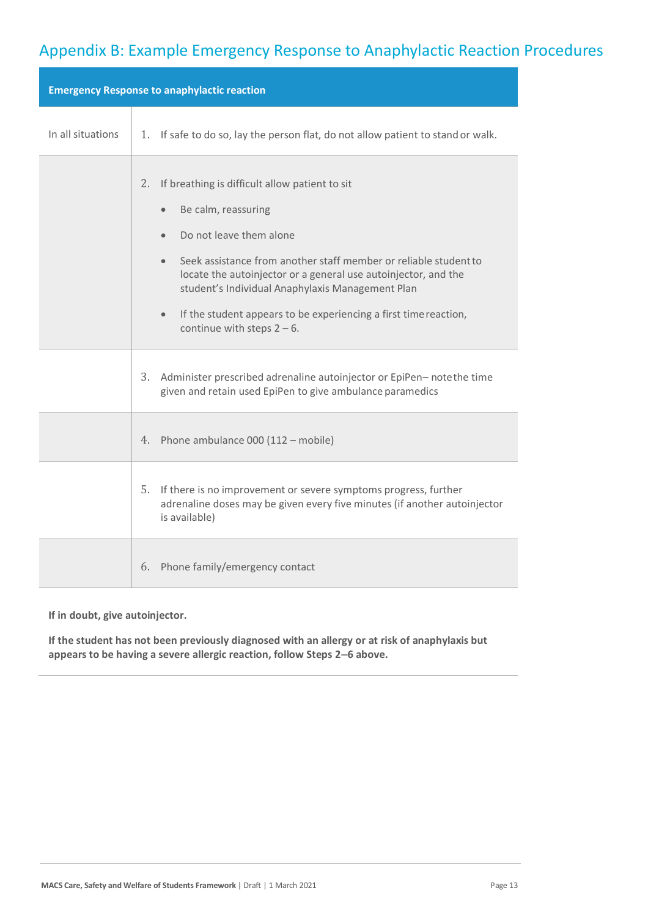# Appendix B: Example Emergency Response to Anaphylactic Reaction Procedures

| Emergency Response to anaphylactic reaction | |
|---|---|
| In all situations | 1. If safe to do so, lay the person flat, do not allow patient to stand or walk. |
| | 2. If breathing is difficult allow patient to sit<br>• Be calm, reassuring<br>• Do not leave them alone<br>• Seek assistance from another staff member or reliable student to locate the autoinjector or a general use autoinjector, and the student's Individual Anaphylaxis Management Plan<br>• If the student appears to be experiencing a first time reaction, continue with steps 2 – 6. |
| | 3. Administer prescribed adrenaline autoinjector or EpiPen– note the time given and retain used EpiPen to give ambulance paramedics |
| | 4. Phone ambulance 000 (112 – mobile) |
| | 5. If there is no improvement or severe symptoms progress, further adrenaline doses may be given every five minutes (if another autoinjector is available) |
| | 6. Phone family/emergency contact |

**If in doubt, give autoinjector.**

**If the student has not been previously diagnosed with an allergy or at risk of anaphylaxis but appears to be having a severe allergic reaction, follow Steps 2–6 above.**